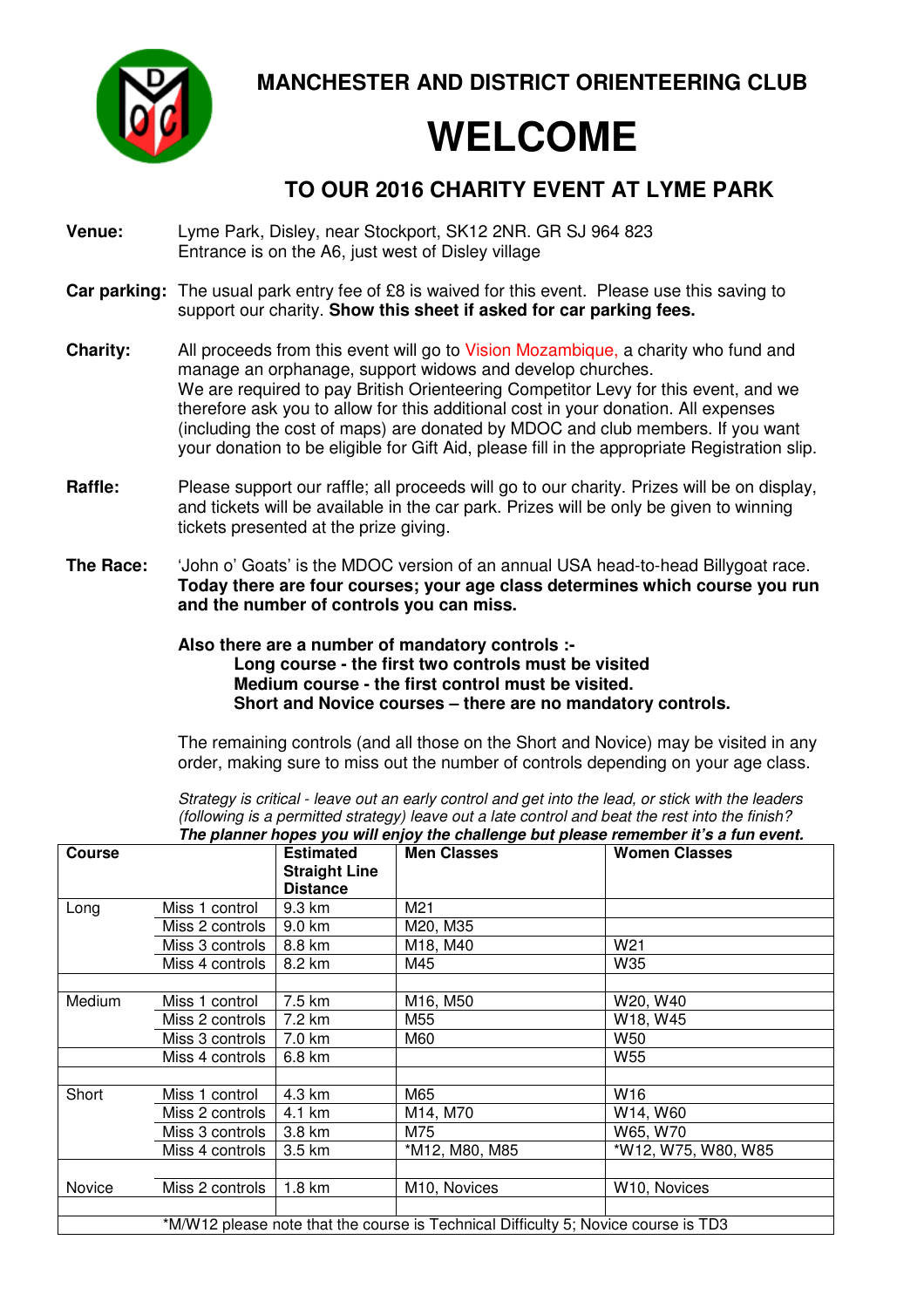# MANCHESTER AND DISTRICT ORIENTEERING CLUB

# WELCOME

## TO OUR 2016 CHARITY EVENT AT LYME PARK

**Venue:** Lyme Park, Disley, near Stockport, SK12 2NR. GR SJ 964 823
Entrance is on the A6, just west of Disley village

**Car parking:** The usual park entry fee of £8 is waived for this event. Please use this saving to support our charity. **Show this sheet if asked for car parking fees.**

**Charity:** All proceeds from this event will go to Vision Mozambique, a charity who fund and manage an orphanage, support widows and develop churches.
We are required to pay British Orienteering Competitor Levy for this event, and we therefore ask you to allow for this additional cost in your donation. All expenses (including the cost of maps) are donated by MDOC and club members. If you want your donation to be eligible for Gift Aid, please fill in the appropriate Registration slip.

**Raffle:** Please support our raffle; all proceeds will go to our charity. Prizes will be on display, and tickets will be available in the car park. Prizes will be only be given to winning tickets presented at the prize giving.

**The Race:** 'John o' Goats' is the MDOC version of an annual USA head-to-head Billygoat race. **Today there are four courses; your age class determines which course you run and the number of controls you can miss.**

**Also there are a number of mandatory controls :-**
- **Long course - the first two controls must be visited**
- **Medium course - the first control must be visited.**
- **Short and Novice courses – there are no mandatory controls.**

The remaining controls (and all those on the Short and Novice) may be visited in any order, making sure to miss out the number of controls depending on your age class.

*Strategy is critical - leave out an early control and get into the lead, or stick with the leaders (following is a permitted strategy) leave out a late control and beat the rest into the finish?*
***The planner hopes you will enjoy the challenge but please remember it's a fun event.***

| Course | | Estimated Straight Line Distance | Men Classes | Women Classes |
|---|---|---|---|---|
| Long | Miss 1 control | 9.3 km | M21 | |
| | Miss 2 controls | 9.0 km | M20, M35 | |
| | Miss 3 controls | 8.8 km | M18, M40 | W21 |
| | Miss 4 controls | 8.2 km | M45 | W35 |
| | | | | |
| Medium | Miss 1 control | 7.5 km | M16, M50 | W20, W40 |
| | Miss 2 controls | 7.2 km | M55 | W18, W45 |
| | Miss 3 controls | 7.0 km | M60 | W50 |
| | Miss 4 controls | 6.8 km | | W55 |
| | | | | |
| Short | Miss 1 control | 4.3 km | M65 | W16 |
| | Miss 2 controls | 4.1 km | M14, M70 | W14, W60 |
| | Miss 3 controls | 3.8 km | M75 | W65, W70 |
| | Miss 4 controls | 3.5 km | *M12, M80, M85 | *W12, W75, W80, W85 |
| | | | | |
| Novice | Miss 2 controls | 1.8 km | M10, Novices | W10, Novices |
| | | | | |
| *M/W12 please note that the course is Technical Difficulty 5; Novice course is TD3 | | | | |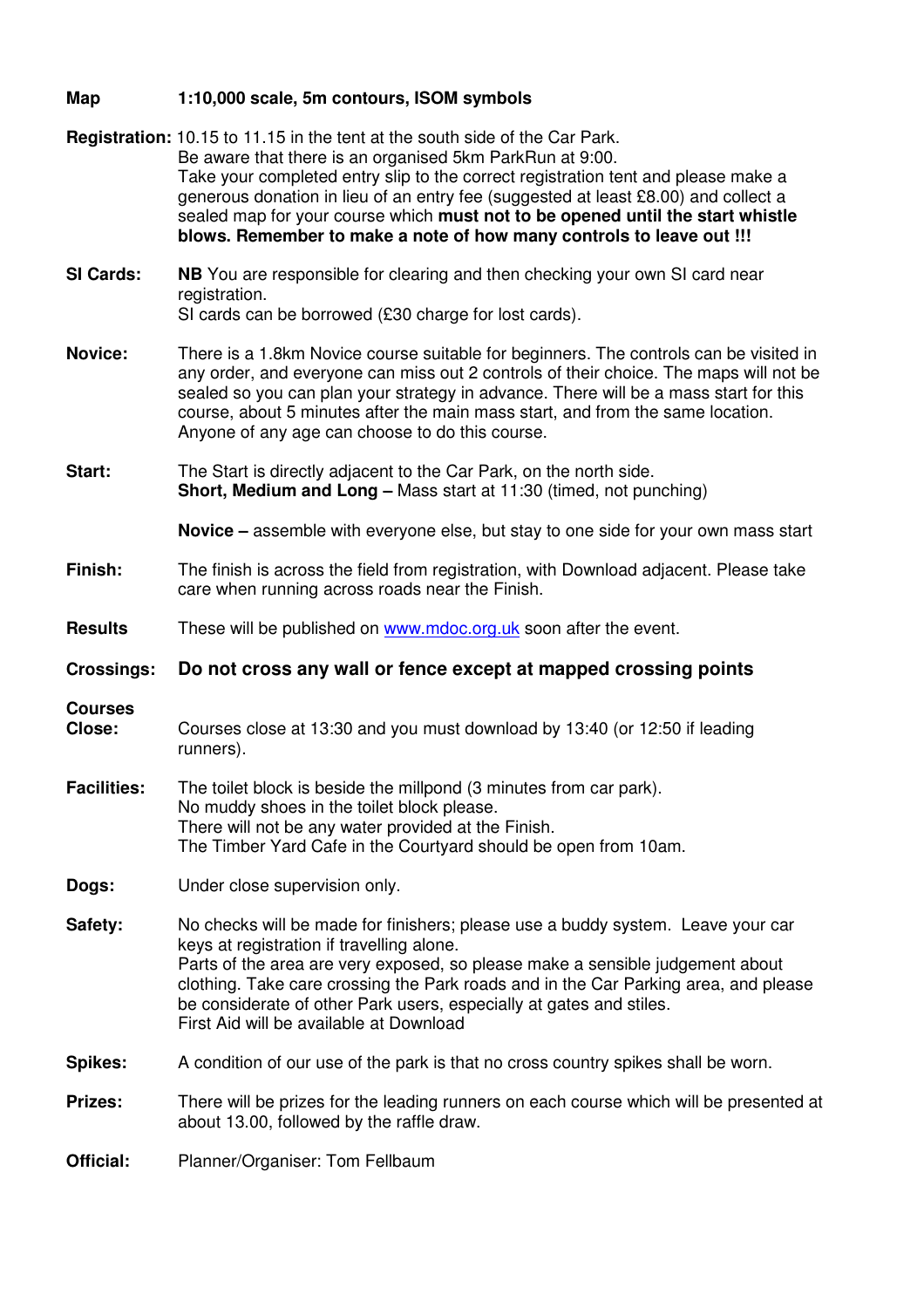**Map** **1:10,000 scale, 5m contours, ISOM symbols**

**Registration:** 10.15 to 11.15 in the tent at the south side of the Car Park.
Be aware that there is an organised 5km ParkRun at 9:00.
Take your completed entry slip to the correct registration tent and please make a generous donation in lieu of an entry fee (suggested at least £8.00) and collect a sealed map for your course which **must not to be opened until the start whistle blows. Remember to make a note of how many controls to leave out !!!**

**SI Cards:** **NB** You are responsible for clearing and then checking your own SI card near registration.
SI cards can be borrowed (£30 charge for lost cards).

**Novice:** There is a 1.8km Novice course suitable for beginners. The controls can be visited in any order, and everyone can miss out 2 controls of their choice. The maps will not be sealed so you can plan your strategy in advance. There will be a mass start for this course, about 5 minutes after the main mass start, and from the same location. Anyone of any age can choose to do this course.

**Start:** The Start is directly adjacent to the Car Park, on the north side.
**Short, Medium and Long –** Mass start at 11:30 (timed, not punching)

**Novice –** assemble with everyone else, but stay to one side for your own mass start

**Finish:** The finish is across the field from registration, with Download adjacent. Please take care when running across roads near the Finish.

**Results** These will be published on [www.mdoc.org.uk](http://www.mdoc.org.uk) soon after the event.

**Crossings:** **Do not cross any wall or fence except at mapped crossing points**

**Courses Close:** Courses close at 13:30 and you must download by 13:40 (or 12:50 if leading runners).

**Facilities:** The toilet block is beside the millpond (3 minutes from car park).
No muddy shoes in the toilet block please.
There will not be any water provided at the Finish.
The Timber Yard Cafe in the Courtyard should be open from 10am.

**Dogs:** Under close supervision only.

**Safety:** No checks will be made for finishers; please use a buddy system. Leave your car keys at registration if travelling alone.
Parts of the area are very exposed, so please make a sensible judgement about clothing. Take care crossing the Park roads and in the Car Parking area, and please be considerate of other Park users, especially at gates and stiles.
First Aid will be available at Download

**Spikes:** A condition of our use of the park is that no cross country spikes shall be worn.

**Prizes:** There will be prizes for the leading runners on each course which will be presented at about 13.00, followed by the raffle draw.

**Official:** Planner/Organiser: Tom Fellbaum